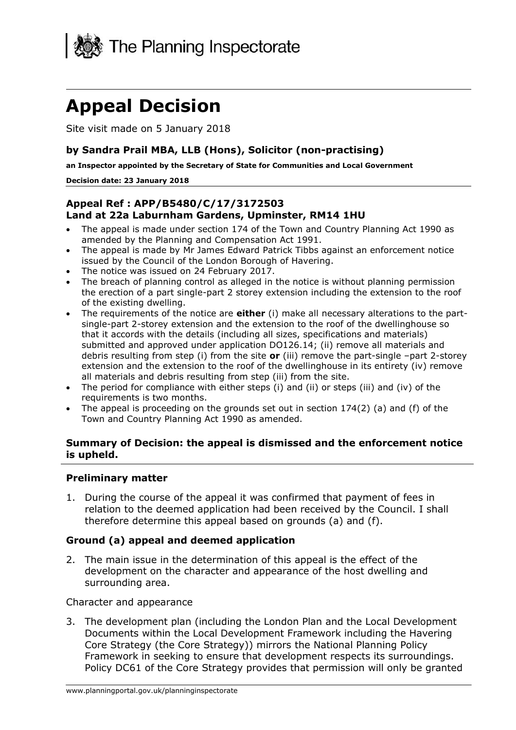The Planning Inspectorate

# Appeal Decision

Site visit made on 5 January 2018

### by Sandra Prail MBA, LLB (Hons), Solicitor (non-practising)

**an Inspector appointed by the Secretary of State for Communities and Local Government**

**Decision date: 23 January 2018**

### Appeal Ref : APP/B5480/C/17/3172503
### Land at 22a Laburnham Gardens, Upminster, RM14 1HU

- The appeal is made under section 174 of the Town and Country Planning Act 1990 as amended by the Planning and Compensation Act 1991.
- The appeal is made by Mr James Edward Patrick Tibbs against an enforcement notice issued by the Council of the London Borough of Havering.
- The notice was issued on 24 February 2017.
- The breach of planning control as alleged in the notice is without planning permission the erection of a part single-part 2 storey extension including the extension to the roof of the existing dwelling.
- The requirements of the notice are **either** (i) make all necessary alterations to the part-single-part 2-storey extension and the extension to the roof of the dwellinghouse so that it accords with the details (including all sizes, specifications and materials) submitted and approved under application DO126.14; (ii) remove all materials and debris resulting from step (i) from the site **or** (iii) remove the part-single –part 2-storey extension and the extension to the roof of the dwellinghouse in its entirety (iv) remove all materials and debris resulting from step (iii) from the site.
- The period for compliance with either steps (i) and (ii) or steps (iii) and (iv) of the requirements is two months.
- The appeal is proceeding on the grounds set out in section 174(2) (a) and (f) of the Town and Country Planning Act 1990 as amended.

### Summary of Decision: the appeal is dismissed and the enforcement notice is upheld.

### Preliminary matter

1. During the course of the appeal it was confirmed that payment of fees in relation to the deemed application had been received by the Council. I shall therefore determine this appeal based on grounds (a) and (f).

### Ground (a) appeal and deemed application

2. The main issue in the determination of this appeal is the effect of the development on the character and appearance of the host dwelling and surrounding area.

Character and appearance

3. The development plan (including the London Plan and the Local Development Documents within the Local Development Framework including the Havering Core Strategy (the Core Strategy)) mirrors the National Planning Policy Framework in seeking to ensure that development respects its surroundings. Policy DC61 of the Core Strategy provides that permission will only be granted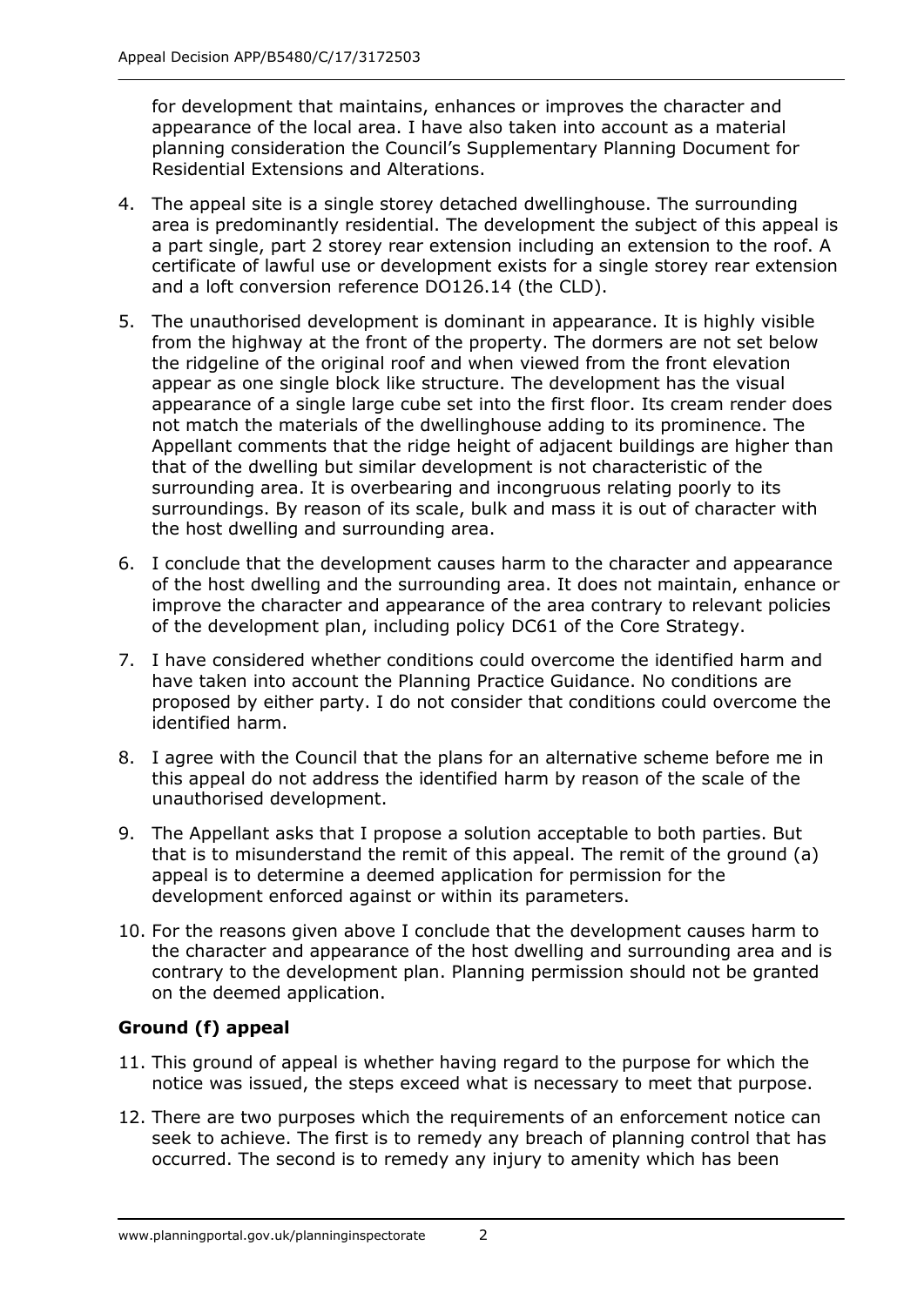for development that maintains, enhances or improves the character and appearance of the local area. I have also taken into account as a material planning consideration the Council's Supplementary Planning Document for Residential Extensions and Alterations.

4. The appeal site is a single storey detached dwellinghouse. The surrounding area is predominantly residential. The development the subject of this appeal is a part single, part 2 storey rear extension including an extension to the roof. A certificate of lawful use or development exists for a single storey rear extension and a loft conversion reference DO126.14 (the CLD).

5. The unauthorised development is dominant in appearance. It is highly visible from the highway at the front of the property. The dormers are not set below the ridgeline of the original roof and when viewed from the front elevation appear as one single block like structure. The development has the visual appearance of a single large cube set into the first floor. Its cream render does not match the materials of the dwellinghouse adding to its prominence. The Appellant comments that the ridge height of adjacent buildings are higher than that of the dwelling but similar development is not characteristic of the surrounding area. It is overbearing and incongruous relating poorly to its surroundings. By reason of its scale, bulk and mass it is out of character with the host dwelling and surrounding area.

6. I conclude that the development causes harm to the character and appearance of the host dwelling and the surrounding area. It does not maintain, enhance or improve the character and appearance of the area contrary to relevant policies of the development plan, including policy DC61 of the Core Strategy.

7. I have considered whether conditions could overcome the identified harm and have taken into account the Planning Practice Guidance. No conditions are proposed by either party. I do not consider that conditions could overcome the identified harm.

8. I agree with the Council that the plans for an alternative scheme before me in this appeal do not address the identified harm by reason of the scale of the unauthorised development.

9. The Appellant asks that I propose a solution acceptable to both parties. But that is to misunderstand the remit of this appeal. The remit of the ground (a) appeal is to determine a deemed application for permission for the development enforced against or within its parameters.

10. For the reasons given above I conclude that the development causes harm to the character and appearance of the host dwelling and surrounding area and is contrary to the development plan. Planning permission should not be granted on the deemed application.

### Ground (f) appeal

11. This ground of appeal is whether having regard to the purpose for which the notice was issued, the steps exceed what is necessary to meet that purpose.

12. There are two purposes which the requirements of an enforcement notice can seek to achieve. The first is to remedy any breach of planning control that has occurred. The second is to remedy any injury to amenity which has been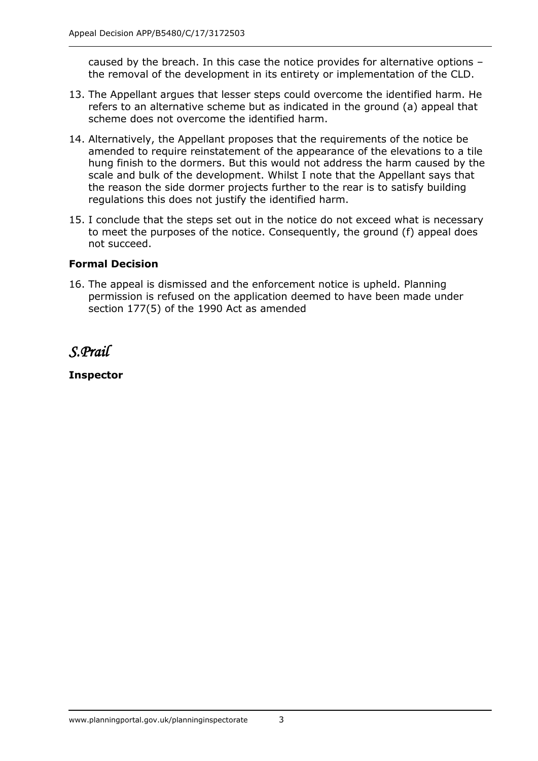caused by the breach. In this case the notice provides for alternative options – the removal of the development in its entirety or implementation of the CLD.

13. The Appellant argues that lesser steps could overcome the identified harm. He refers to an alternative scheme but as indicated in the ground (a) appeal that scheme does not overcome the identified harm.

14. Alternatively, the Appellant proposes that the requirements of the notice be amended to require reinstatement of the appearance of the elevations to a tile hung finish to the dormers. But this would not address the harm caused by the scale and bulk of the development. Whilst I note that the Appellant says that the reason the side dormer projects further to the rear is to satisfy building regulations this does not justify the identified harm.

15. I conclude that the steps set out in the notice do not exceed what is necessary to meet the purposes of the notice. Consequently, the ground (f) appeal does not succeed.

**Formal Decision**

16. The appeal is dismissed and the enforcement notice is upheld. Planning permission is refused on the application deemed to have been made under section 177(5) of the 1990 Act as amended

*S.Prail*

**Inspector**